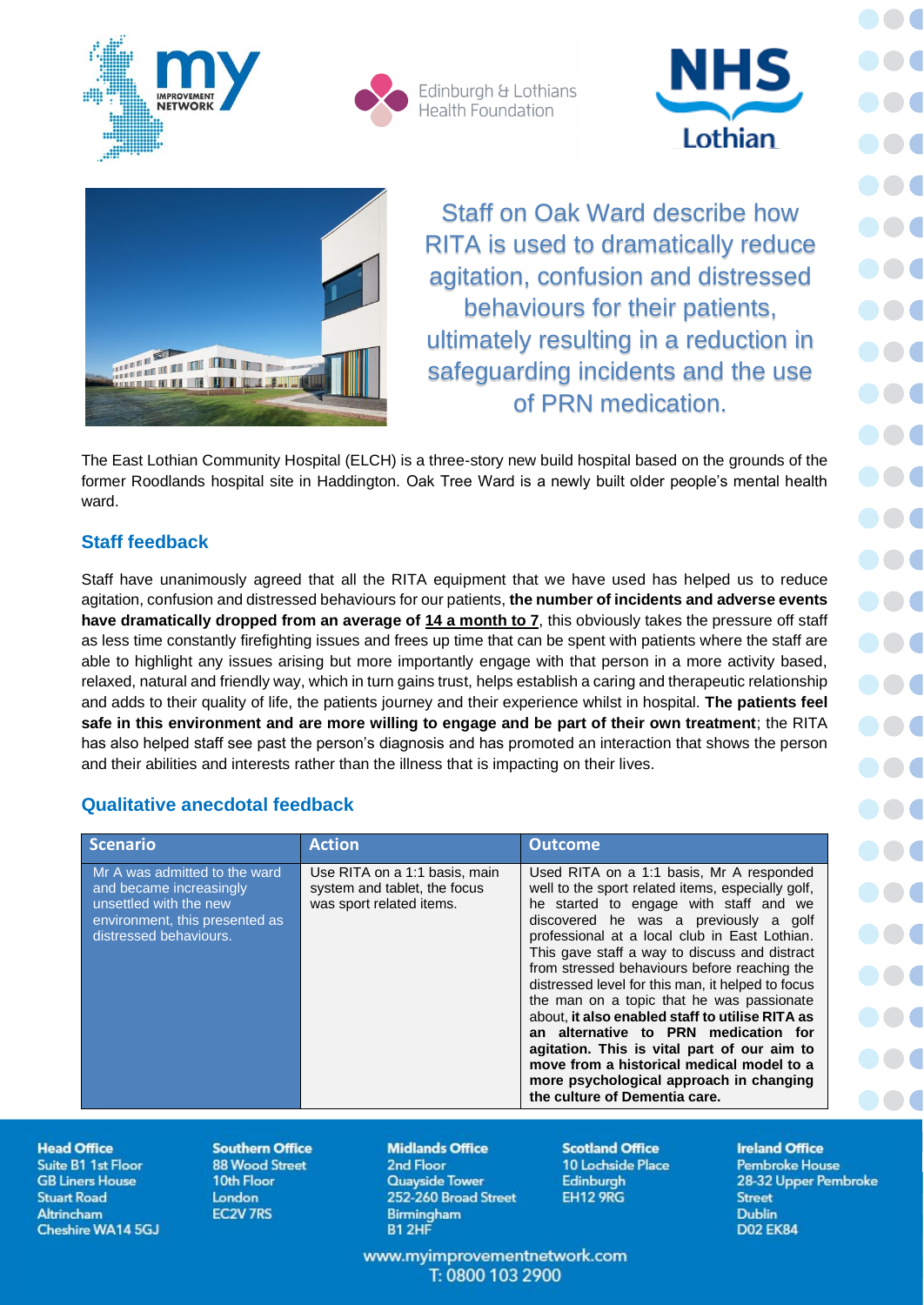Staff on Oak Ward describe how RITA is used to dramatically reduce agitation, confusion and distressed behaviours for their patients, ultimately resulting in a reduction in safeguarding incidents and the use of PRN medication.

The East Lothian Community Hospital (ELCH) is a three-story new build hospital based on the grounds of the former Roodlands hospital site in Haddington. Oak Tree Ward is a newly built older people's mental health ward.

## Staff feedback

Staff have unanimously agreed that all the RITA equipment that we have used has helped us to reduce agitation, confusion and distressed behaviours for our patients, **the number of incidents and adverse events have dramatically dropped from an average of <u>14 a month to 7</u>**, this obviously takes the pressure off staff as less time constantly firefighting issues and frees up time that can be spent with patients where the staff are able to highlight any issues arising but more importantly engage with that person in a more activity based, relaxed, natural and friendly way, which in turn gains trust, helps establish a caring and therapeutic relationship and adds to their quality of life, the patients journey and their experience whilst in hospital. **The patients feel safe in this environment and are more willing to engage and be part of their own treatment**; the RITA has also helped staff see past the person's diagnosis and has promoted an interaction that shows the person and their abilities and interests rather than the illness that is impacting on their lives.

## Qualitative anecdotal feedback

| Scenario | Action | Outcome |
|---|---|---|
| Mr A was admitted to the ward and became increasingly unsettled with the new environment, this presented as distressed behaviours. | Use RITA on a 1:1 basis, main system and tablet, the focus was sport related items. | Used RITA on a 1:1 basis, Mr A responded well to the sport related items, especially golf, he started to engage with staff and we discovered he was a previously a golf professional at a local club in East Lothian. This gave staff a way to discuss and distract from stressed behaviours before reaching the distressed level for this man, it helped to focus the man on a topic that he was passionate about, **it also enabled staff to utilise RITA as an alternative to PRN medication for agitation. This is vital part of our aim to move from a historical medical model to a more psychological approach in changing the culture of Dementia care.** |

**Head Office**
Suite B1 1st Floor
GB Liners House
Stuart Road
Altrincham
Cheshire WA14 5GJ

**Southern Office**
88 Wood Street
10th Floor
London
EC2V 7RS

**Midlands Office**
2nd Floor
Quayside Tower
252-260 Broad Street
Birmingham
B1 2HF

**Scotland Office**
10 Lochside Place
Edinburgh
EH12 9RG

**Ireland Office**
Pembroke House
28-32 Upper Pembroke Street
Dublin
D02 EK84

www.myimprovementnetwork.com
T: 0800 103 2900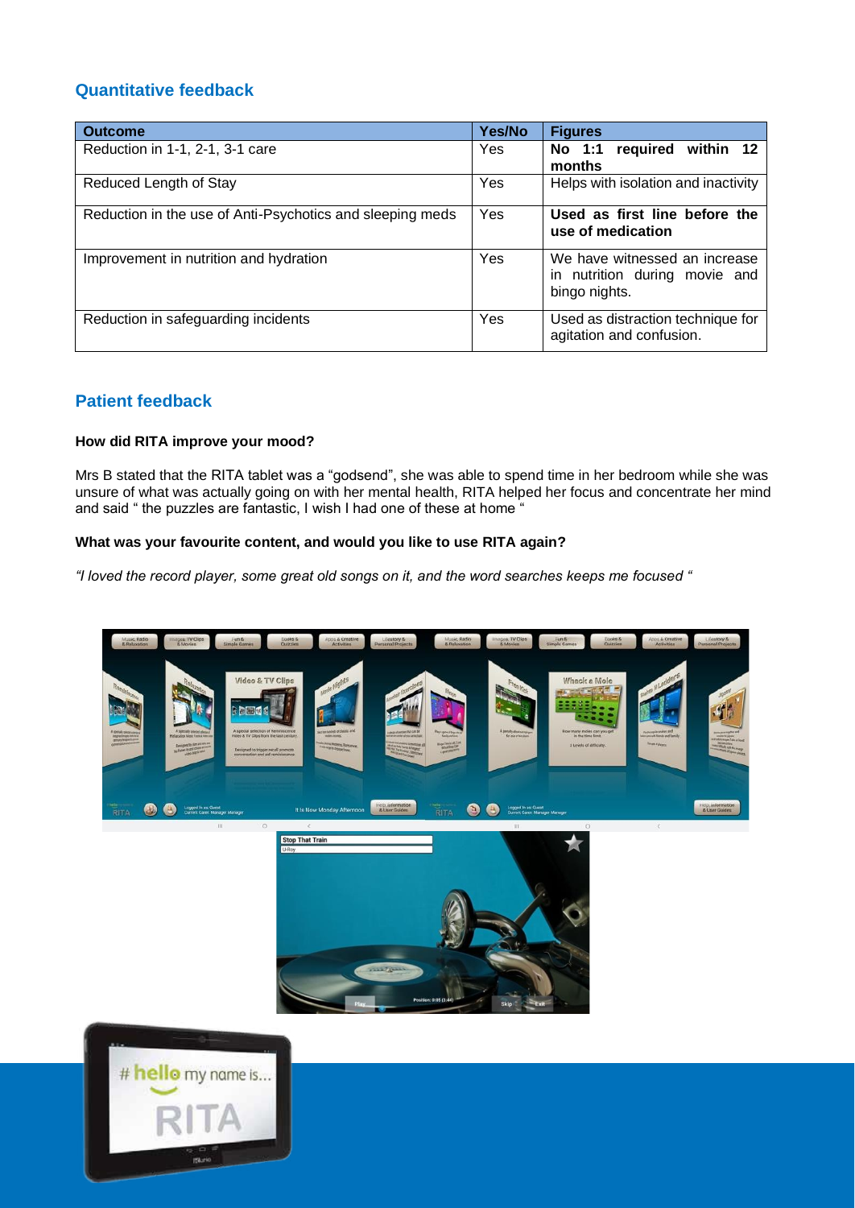## Quantitative feedback

| Outcome | Yes/No | Figures |
|---|---|---|
| Reduction in 1-1, 2-1, 3-1 care | Yes | **No 1:1 required within 12 months** |
| Reduced Length of Stay | Yes | Helps with isolation and inactivity |
| Reduction in the use of Anti-Psychotics and sleeping meds | Yes | **Used as first line before the use of medication** |
| Improvement in nutrition and hydration | Yes | We have witnessed an increase in nutrition during movie and bingo nights. |
| Reduction in safeguarding incidents | Yes | Used as distraction technique for agitation and confusion. |

## Patient feedback

**How did RITA improve your mood?**

Mrs B stated that the RITA tablet was a "godsend", she was able to spend time in her bedroom while she was unsure of what was actually going on with her mental health, RITA helped her focus and concentrate her mind and said " the puzzles are fantastic, I wish I had one of these at home "

**What was your favourite content, and would you like to use RITA again?**

*"I loved the record player, some great old songs on it, and the word searches keeps me focused "*